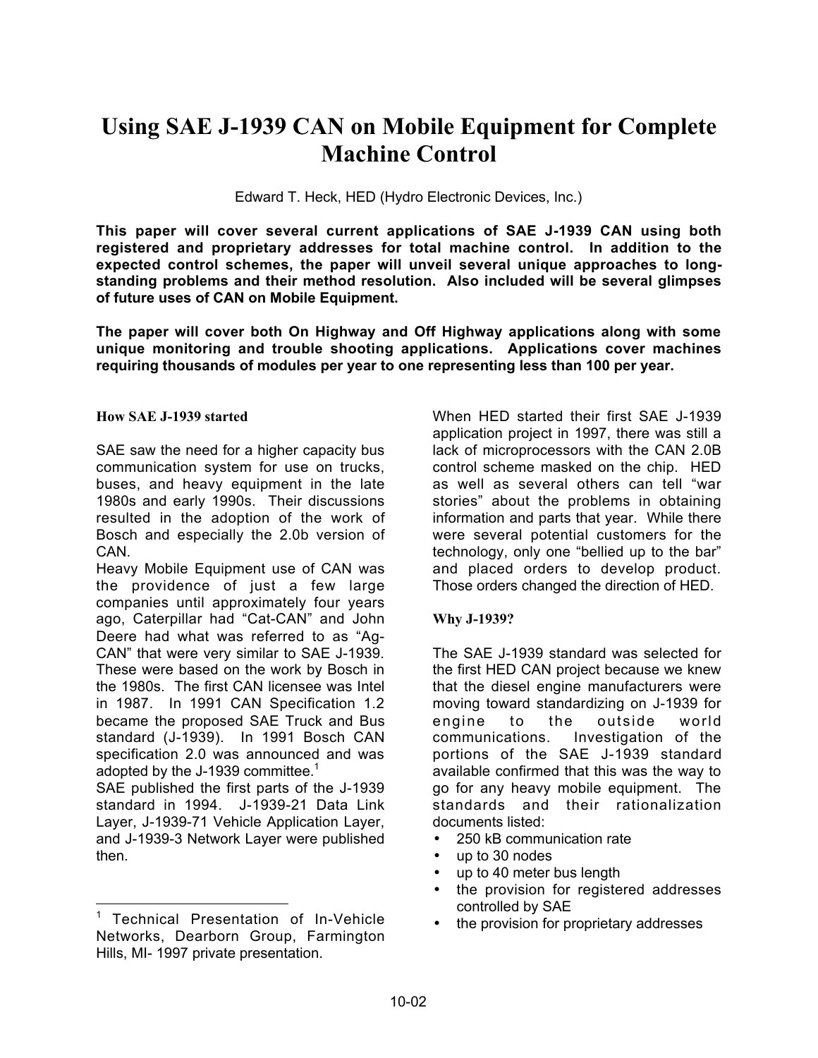# Using SAE J-1939 CAN on Mobile Equipment for Complete Machine Control

Edward T. Heck, HED (Hydro Electronic Devices, Inc.)

**This paper will cover several current applications of SAE J-1939 CAN using both registered and proprietary addresses for total machine control. In addition to the expected control schemes, the paper will unveil several unique approaches to long-standing problems and their method resolution. Also included will be several glimpses of future uses of CAN on Mobile Equipment.**

**The paper will cover both On Highway and Off Highway applications along with some unique monitoring and trouble shooting applications. Applications cover machines requiring thousands of modules per year to one representing less than 100 per year.**

### How SAE J-1939 started

SAE saw the need for a higher capacity bus communication system for use on trucks, buses, and heavy equipment in the late 1980s and early 1990s. Their discussions resulted in the adoption of the work of Bosch and especially the 2.0b version of CAN.

Heavy Mobile Equipment use of CAN was the providence of just a few large companies until approximately four years ago, Caterpillar had "Cat-CAN" and John Deere had what was referred to as "Ag-CAN" that were very similar to SAE J-1939. These were based on the work by Bosch in the 1980s. The first CAN licensee was Intel in 1987. In 1991 CAN Specification 1.2 became the proposed SAE Truck and Bus standard (J-1939). In 1991 Bosch CAN specification 2.0 was announced and was adopted by the J-1939 committee.[1]

SAE published the first parts of the J-1939 standard in 1994. J-1939-21 Data Link Layer, J-1939-71 Vehicle Application Layer, and J-1939-3 Network Layer were published then.

When HED started their first SAE J-1939 application project in 1997, there was still a lack of microprocessors with the CAN 2.0B control scheme masked on the chip. HED as well as several others can tell "war stories" about the problems in obtaining information and parts that year. While there were several potential customers for the technology, only one "bellied up to the bar" and placed orders to develop product. Those orders changed the direction of HED.

### Why J-1939?

The SAE J-1939 standard was selected for the first HED CAN project because we knew that the diesel engine manufacturers were moving toward standardizing on J-1939 for engine to the outside world communications. Investigation of the portions of the SAE J-1939 standard available confirmed that this was the way to go for any heavy mobile equipment. The standards and their rationalization documents listed:

- 250 kB communication rate
- up to 30 nodes
- up to 40 meter bus length
- the provision for registered addresses controlled by SAE
- the provision for proprietary addresses

[1] Technical Presentation of In-Vehicle Networks, Dearborn Group, Farmington Hills, MI- 1997 private presentation.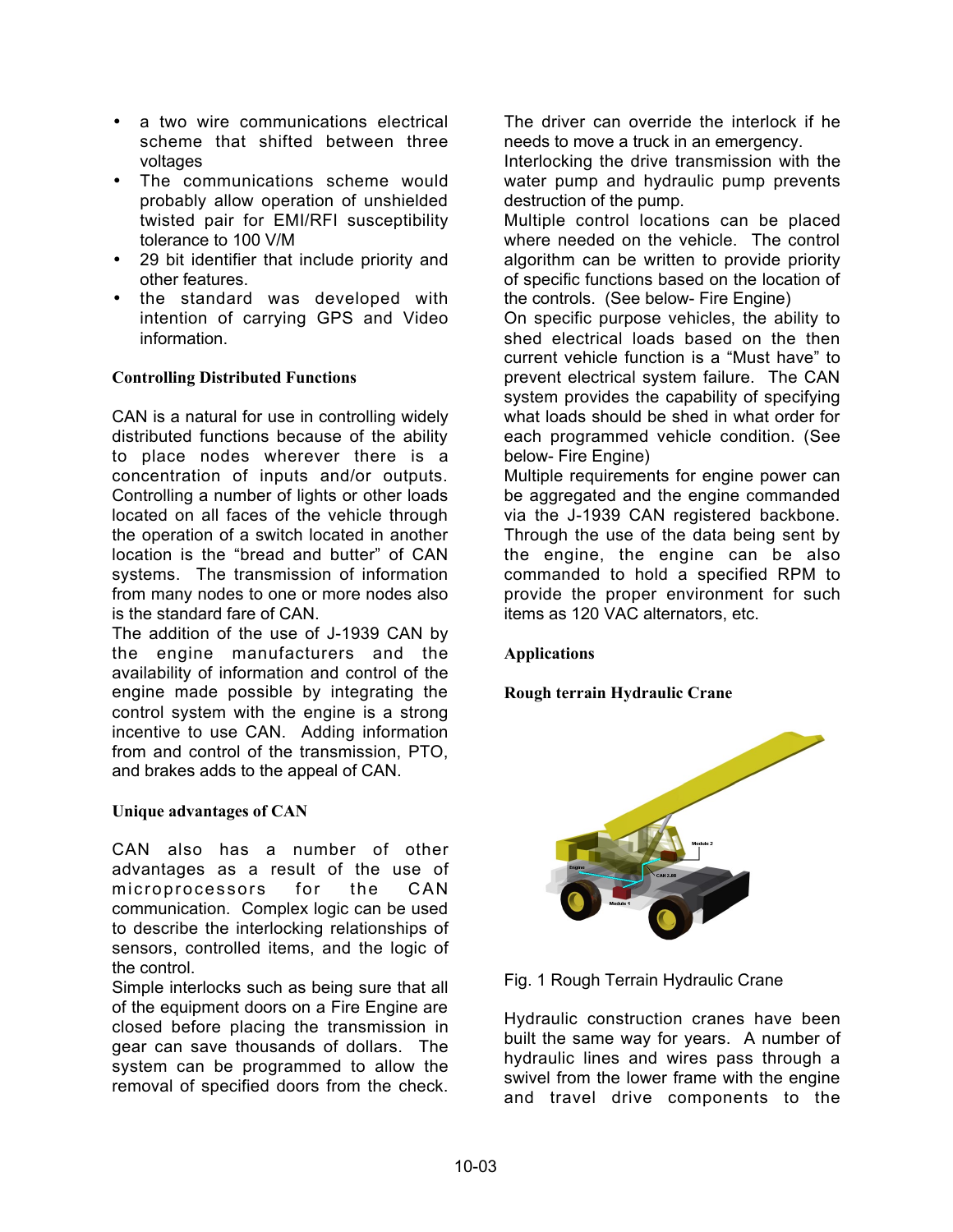- a two wire communications electrical scheme that shifted between three voltages
- The communications scheme would probably allow operation of unshielded twisted pair for EMI/RFI susceptibility tolerance to 100 V/M
- 29 bit identifier that include priority and other features.
- the standard was developed with intention of carrying GPS and Video information.

### Controlling Distributed Functions

CAN is a natural for use in controlling widely distributed functions because of the ability to place nodes wherever there is a concentration of inputs and/or outputs. Controlling a number of lights or other loads located on all faces of the vehicle through the operation of a switch located in another location is the "bread and butter" of CAN systems. The transmission of information from many nodes to one or more nodes also is the standard fare of CAN.

The addition of the use of J-1939 CAN by the engine manufacturers and the availability of information and control of the engine made possible by integrating the control system with the engine is a strong incentive to use CAN. Adding information from and control of the transmission, PTO, and brakes adds to the appeal of CAN.

### Unique advantages of CAN

CAN also has a number of other advantages as a result of the use of microprocessors for the CAN communication. Complex logic can be used to describe the interlocking relationships of sensors, controlled items, and the logic of the control.

Simple interlocks such as being sure that all of the equipment doors on a Fire Engine are closed before placing the transmission in gear can save thousands of dollars. The system can be programmed to allow the removal of specified doors from the check. The driver can override the interlock if he needs to move a truck in an emergency.

Interlocking the drive transmission with the water pump and hydraulic pump prevents destruction of the pump.

Multiple control locations can be placed where needed on the vehicle. The control algorithm can be written to provide priority of specific functions based on the location of the controls. (See below- Fire Engine)

On specific purpose vehicles, the ability to shed electrical loads based on the then current vehicle function is a "Must have" to prevent electrical system failure. The CAN system provides the capability of specifying what loads should be shed in what order for each programmed vehicle condition. (See below- Fire Engine)

Multiple requirements for engine power can be aggregated and the engine commanded via the J-1939 CAN registered backbone. Through the use of the data being sent by the engine, the engine can be also commanded to hold a specified RPM to provide the proper environment for such items as 120 VAC alternators, etc.

### Applications

### Rough terrain Hydraulic Crane

Fig. 1 Rough Terrain Hydraulic Crane

Hydraulic construction cranes have been built the same way for years. A number of hydraulic lines and wires pass through a swivel from the lower frame with the engine and travel drive components to the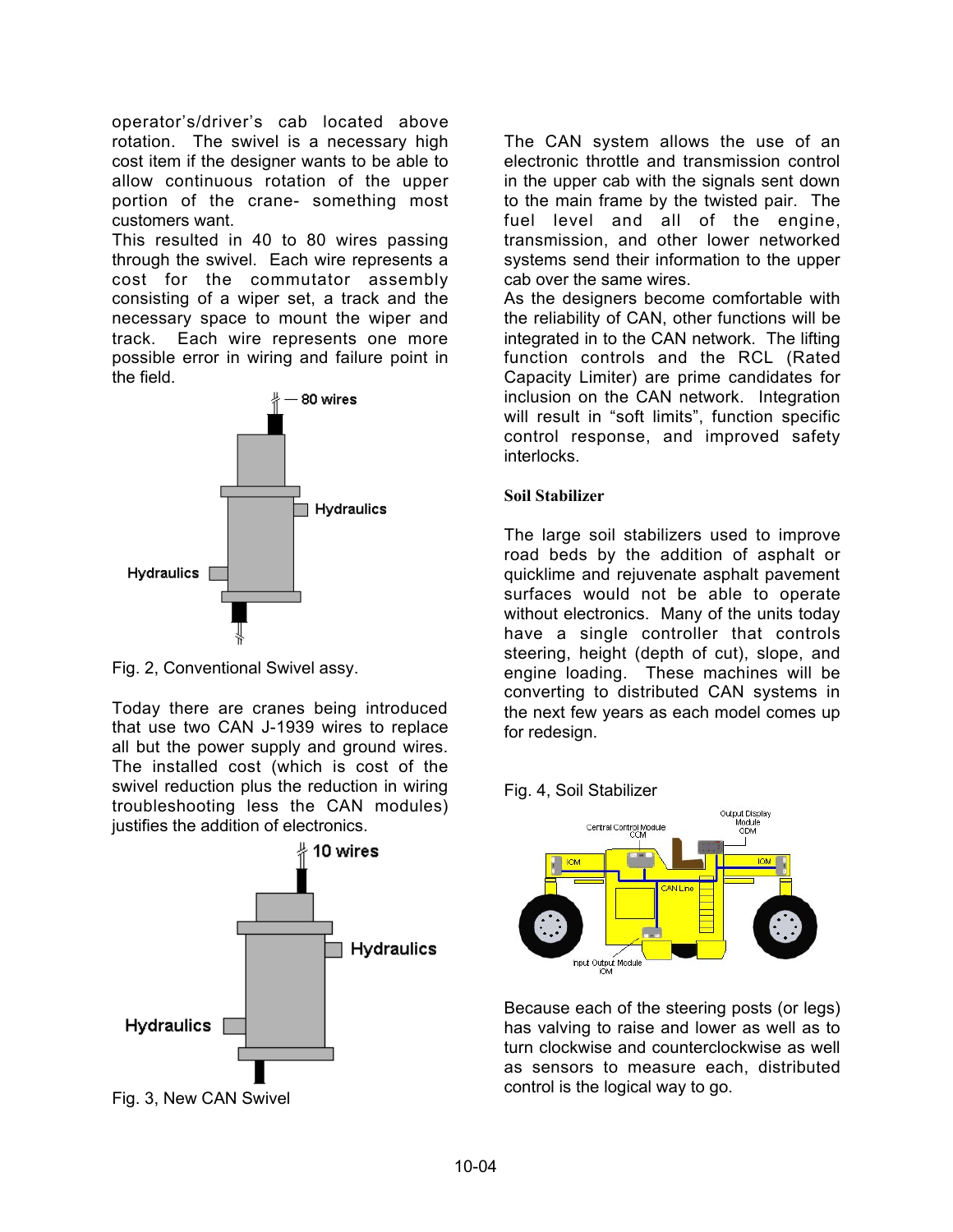operator's/driver's cab located above rotation. The swivel is a necessary high cost item if the designer wants to be able to allow continuous rotation of the upper portion of the crane- something most customers want.

This resulted in 40 to 80 wires passing through the swivel. Each wire represents a cost for the commutator assembly consisting of a wiper set, a track and the necessary space to mount the wiper and track. Each wire represents one more possible error in wiring and failure point in the field.

Fig. 2, Conventional Swivel assy.

Today there are cranes being introduced that use two CAN J-1939 wires to replace all but the power supply and ground wires. The installed cost (which is cost of the swivel reduction plus the reduction in wiring troubleshooting less the CAN modules) justifies the addition of electronics.

Fig. 3, New CAN Swivel

The CAN system allows the use of an electronic throttle and transmission control in the upper cab with the signals sent down to the main frame by the twisted pair. The fuel level and all of the engine, transmission, and other lower networked systems send their information to the upper cab over the same wires.

As the designers become comfortable with the reliability of CAN, other functions will be integrated in to the CAN network. The lifting function controls and the RCL (Rated Capacity Limiter) are prime candidates for inclusion on the CAN network. Integration will result in "soft limits", function specific control response, and improved safety interlocks.

### Soil Stabilizer

The large soil stabilizers used to improve road beds by the addition of asphalt or quicklime and rejuvenate asphalt pavement surfaces would not be able to operate without electronics. Many of the units today have a single controller that controls steering, height (depth of cut), slope, and engine loading. These machines will be converting to distributed CAN systems in the next few years as each model comes up for redesign.

Fig. 4, Soil Stabilizer

Because each of the steering posts (or legs) has valving to raise and lower as well as to turn clockwise and counterclockwise as well as sensors to measure each, distributed control is the logical way to go.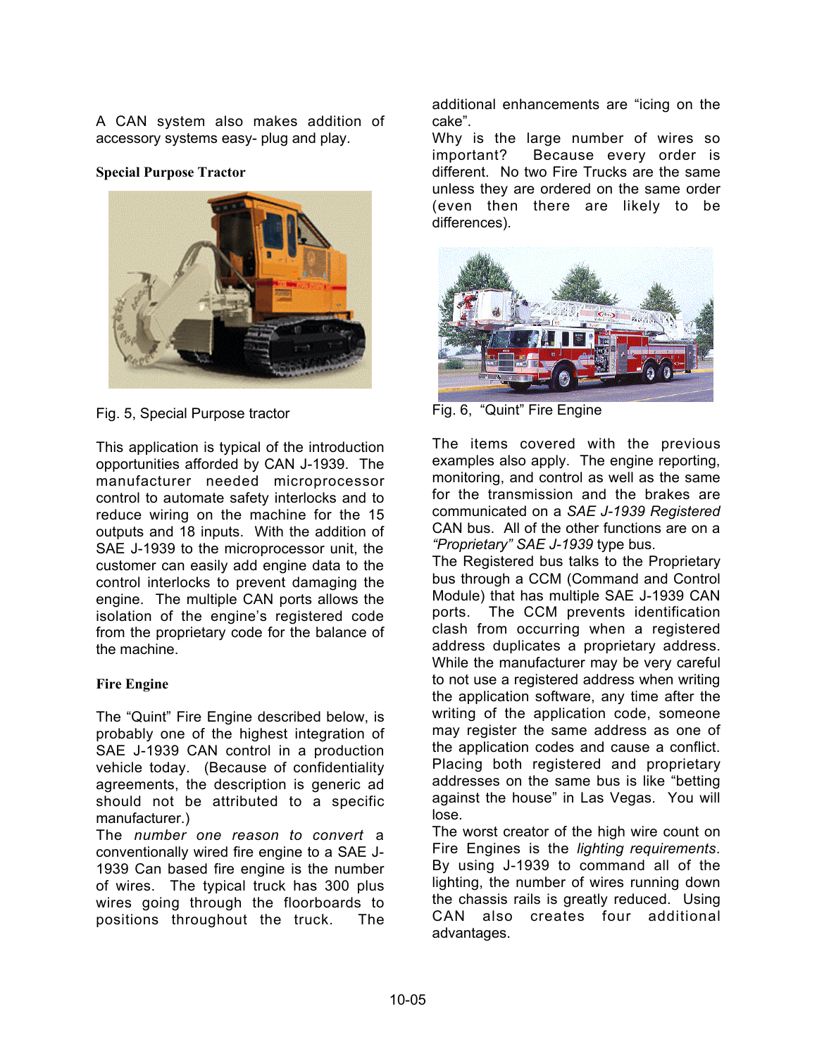A CAN system also makes addition of accessory systems easy- plug and play.

**Special Purpose Tractor**

Fig. 5, Special Purpose tractor

This application is typical of the introduction opportunities afforded by CAN J-1939. The manufacturer needed microprocessor control to automate safety interlocks and to reduce wiring on the machine for the 15 outputs and 18 inputs. With the addition of SAE J-1939 to the microprocessor unit, the customer can easily add engine data to the control interlocks to prevent damaging the engine. The multiple CAN ports allows the isolation of the engine's registered code from the proprietary code for the balance of the machine.

**Fire Engine**

The "Quint" Fire Engine described below, is probably one of the highest integration of SAE J-1939 CAN control in a production vehicle today. (Because of confidentiality agreements, the description is generic ad should not be attributed to a specific manufacturer.)

The *number one reason to convert* a conventionally wired fire engine to a SAE J-1939 Can based fire engine is the number of wires. The typical truck has 300 plus wires going through the floorboards to positions throughout the truck. The additional enhancements are "icing on the cake".

Why is the large number of wires so important? Because every order is different. No two Fire Trucks are the same unless they are ordered on the same order (even then there are likely to be differences).

Fig. 6, "Quint" Fire Engine

The items covered with the previous examples also apply. The engine reporting, monitoring, and control as well as the same for the transmission and the brakes are communicated on a *SAE J-1939 Registered* CAN bus. All of the other functions are on a *"Proprietary" SAE J-1939* type bus.

The Registered bus talks to the Proprietary bus through a CCM (Command and Control Module) that has multiple SAE J-1939 CAN ports. The CCM prevents identification clash from occurring when a registered address duplicates a proprietary address. While the manufacturer may be very careful to not use a registered address when writing the application software, any time after the writing of the application code, someone may register the same address as one of the application codes and cause a conflict. Placing both registered and proprietary addresses on the same bus is like "betting against the house" in Las Vegas. You will lose.

The worst creator of the high wire count on Fire Engines is the *lighting requirements*. By using J-1939 to command all of the lighting, the number of wires running down the chassis rails is greatly reduced. Using CAN also creates four additional advantages.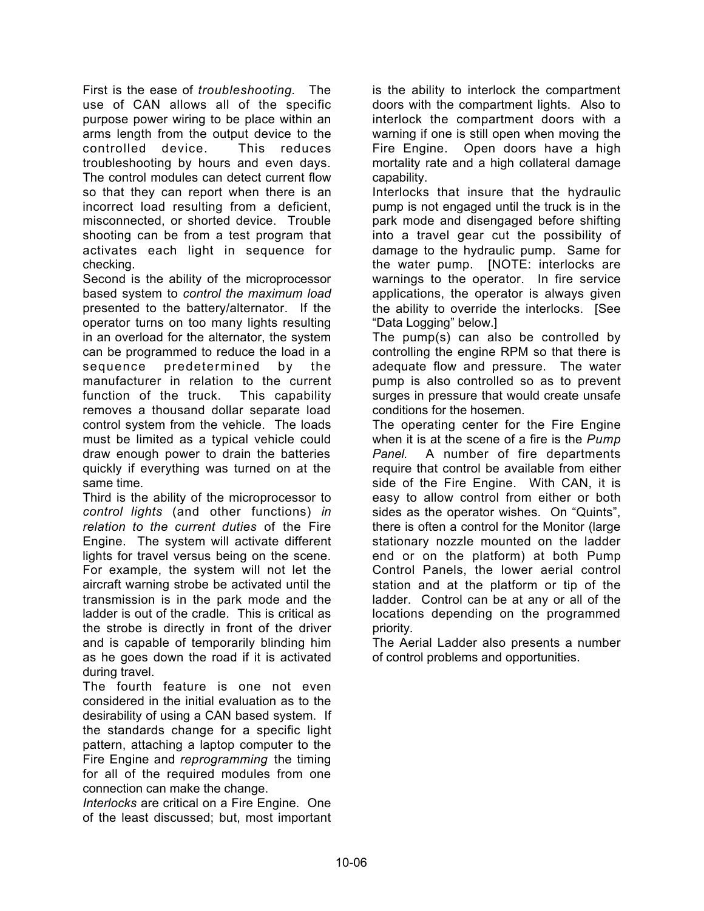First is the ease of *troubleshooting*. The use of CAN allows all of the specific purpose power wiring to be place within an arms length from the output device to the controlled device. This reduces troubleshooting by hours and even days. The control modules can detect current flow so that they can report when there is an incorrect load resulting from a deficient, misconnected, or shorted device. Trouble shooting can be from a test program that activates each light in sequence for checking.

Second is the ability of the microprocessor based system to *control the maximum load* presented to the battery/alternator. If the operator turns on too many lights resulting in an overload for the alternator, the system can be programmed to reduce the load in a sequence predetermined by the manufacturer in relation to the current function of the truck. This capability removes a thousand dollar separate load control system from the vehicle. The loads must be limited as a typical vehicle could draw enough power to drain the batteries quickly if everything was turned on at the same time.

Third is the ability of the microprocessor to *control lights* (and other functions) *in relation to the current duties* of the Fire Engine. The system will activate different lights for travel versus being on the scene. For example, the system will not let the aircraft warning strobe be activated until the transmission is in the park mode and the ladder is out of the cradle. This is critical as the strobe is directly in front of the driver and is capable of temporarily blinding him as he goes down the road if it is activated during travel.

The fourth feature is one not even considered in the initial evaluation as to the desirability of using a CAN based system. If the standards change for a specific light pattern, attaching a laptop computer to the Fire Engine and *reprogramming* the timing for all of the required modules from one connection can make the change.

*Interlocks* are critical on a Fire Engine. One of the least discussed; but, most important is the ability to interlock the compartment doors with the compartment lights. Also to interlock the compartment doors with a warning if one is still open when moving the Fire Engine. Open doors have a high mortality rate and a high collateral damage capability.

Interlocks that insure that the hydraulic pump is not engaged until the truck is in the park mode and disengaged before shifting into a travel gear cut the possibility of damage to the hydraulic pump. Same for the water pump. [NOTE: interlocks are warnings to the operator. In fire service applications, the operator is always given the ability to override the interlocks. [See "Data Logging" below.]

The pump(s) can also be controlled by controlling the engine RPM so that there is adequate flow and pressure. The water pump is also controlled so as to prevent surges in pressure that would create unsafe conditions for the hosemen.

The operating center for the Fire Engine when it is at the scene of a fire is the *Pump Panel.* A number of fire departments require that control be available from either side of the Fire Engine. With CAN, it is easy to allow control from either or both sides as the operator wishes. On "Quints", there is often a control for the Monitor (large stationary nozzle mounted on the ladder end or on the platform) at both Pump Control Panels, the lower aerial control station and at the platform or tip of the ladder. Control can be at any or all of the locations depending on the programmed priority.

The Aerial Ladder also presents a number of control problems and opportunities.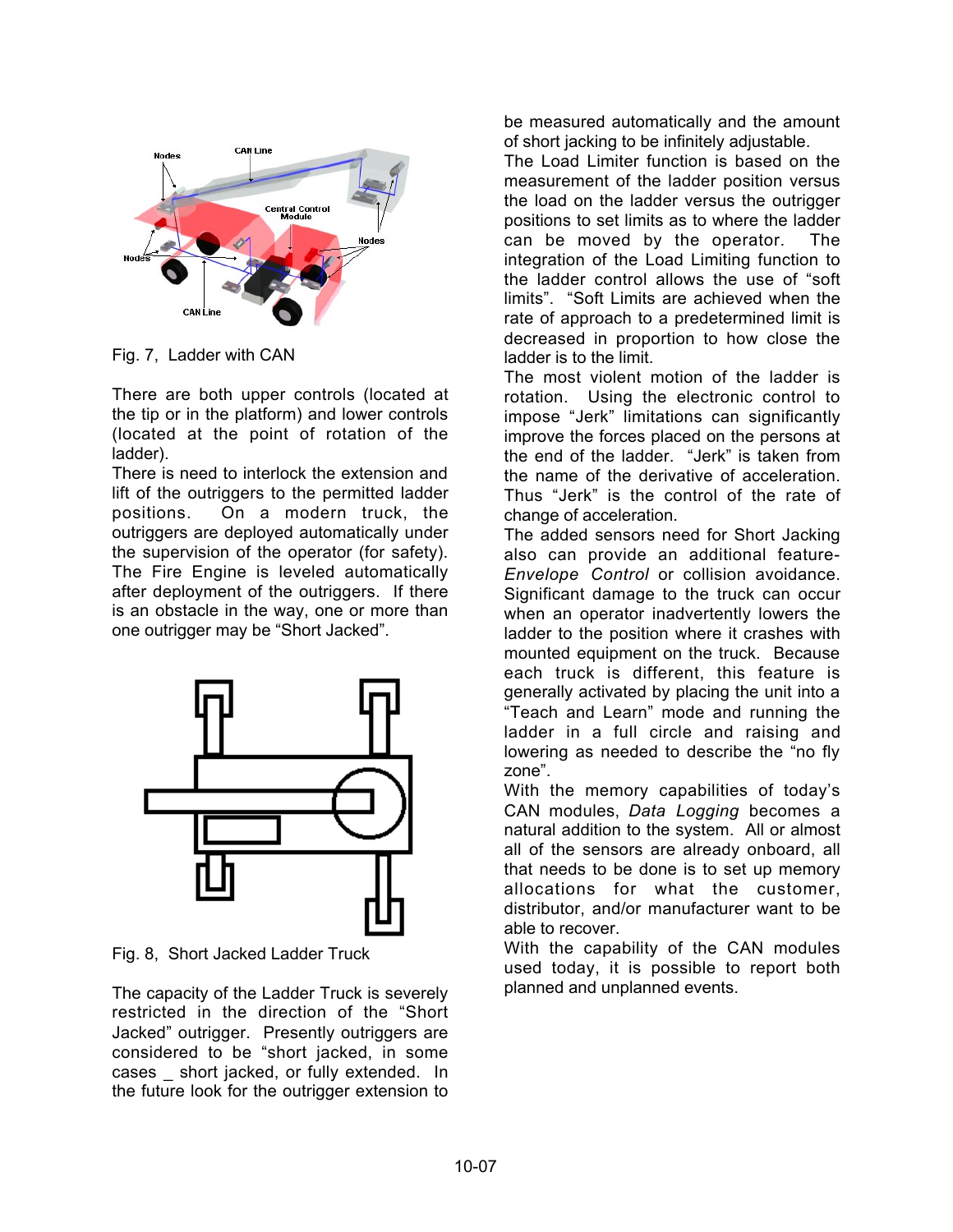Fig. 7, Ladder with CAN

There are both upper controls (located at the tip or in the platform) and lower controls (located at the point of rotation of the ladder).

There is need to interlock the extension and lift of the outriggers to the permitted ladder positions. On a modern truck, the outriggers are deployed automatically under the supervision of the operator (for safety). The Fire Engine is leveled automatically after deployment of the outriggers. If there is an obstacle in the way, one or more than one outrigger may be “Short Jacked”.

Fig. 8, Short Jacked Ladder Truck

The capacity of the Ladder Truck is severely restricted in the direction of the “Short Jacked” outrigger. Presently outriggers are considered to be “short jacked, in some cases _ short jacked, or fully extended. In the future look for the outrigger extension to be measured automatically and the amount of short jacking to be infinitely adjustable.

The Load Limiter function is based on the measurement of the ladder position versus the load on the ladder versus the outrigger positions to set limits as to where the ladder can be moved by the operator. The integration of the Load Limiting function to the ladder control allows the use of “soft limits”. “Soft Limits are achieved when the rate of approach to a predetermined limit is decreased in proportion to how close the ladder is to the limit.

The most violent motion of the ladder is rotation. Using the electronic control to impose “Jerk” limitations can significantly improve the forces placed on the persons at the end of the ladder. “Jerk” is taken from the name of the derivative of acceleration. Thus “Jerk” is the control of the rate of change of acceleration.

The added sensors need for Short Jacking also can provide an additional feature- *Envelope Control* or collision avoidance. Significant damage to the truck can occur when an operator inadvertently lowers the ladder to the position where it crashes with mounted equipment on the truck. Because each truck is different, this feature is generally activated by placing the unit into a “Teach and Learn” mode and running the ladder in a full circle and raising and lowering as needed to describe the “no fly zone”.

With the memory capabilities of today’s CAN modules, *Data Logging* becomes a natural addition to the system. All or almost all of the sensors are already onboard, all that needs to be done is to set up memory allocations for what the customer, distributor, and/or manufacturer want to be able to recover.

With the capability of the CAN modules used today, it is possible to report both planned and unplanned events.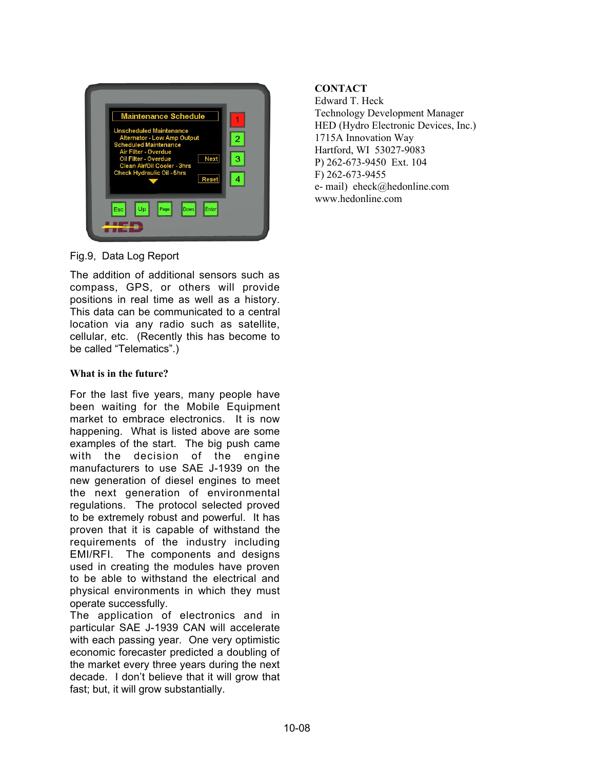Fig.9, Data Log Report

The addition of additional sensors such as compass, GPS, or others will provide positions in real time as well as a history. This data can be communicated to a central location via any radio such as satellite, cellular, etc. (Recently this has become to be called "Telematics".)

**What is in the future?**

For the last five years, many people have been waiting for the Mobile Equipment market to embrace electronics. It is now happening. What is listed above are some examples of the start. The big push came with the decision of the engine manufacturers to use SAE J-1939 on the new generation of diesel engines to meet the next generation of environmental regulations. The protocol selected proved to be extremely robust and powerful. It has proven that it is capable of withstand the requirements of the industry including EMI/RFI. The components and designs used in creating the modules have proven to be able to withstand the electrical and physical environments in which they must operate successfully.

The application of electronics and in particular SAE J-1939 CAN will accelerate with each passing year. One very optimistic economic forecaster predicted a doubling of the market every three years during the next decade. I don't believe that it will grow that fast; but, it will grow substantially.

**CONTACT**

Edward T. Heck
Technology Development Manager
HED (Hydro Electronic Devices, Inc.)
1715A Innovation Way
Hartford, WI 53027-9083
P) 262-673-9450 Ext. 104
F) 262-673-9455
e- mail) eheck@hedonline.com
www.hedonline.com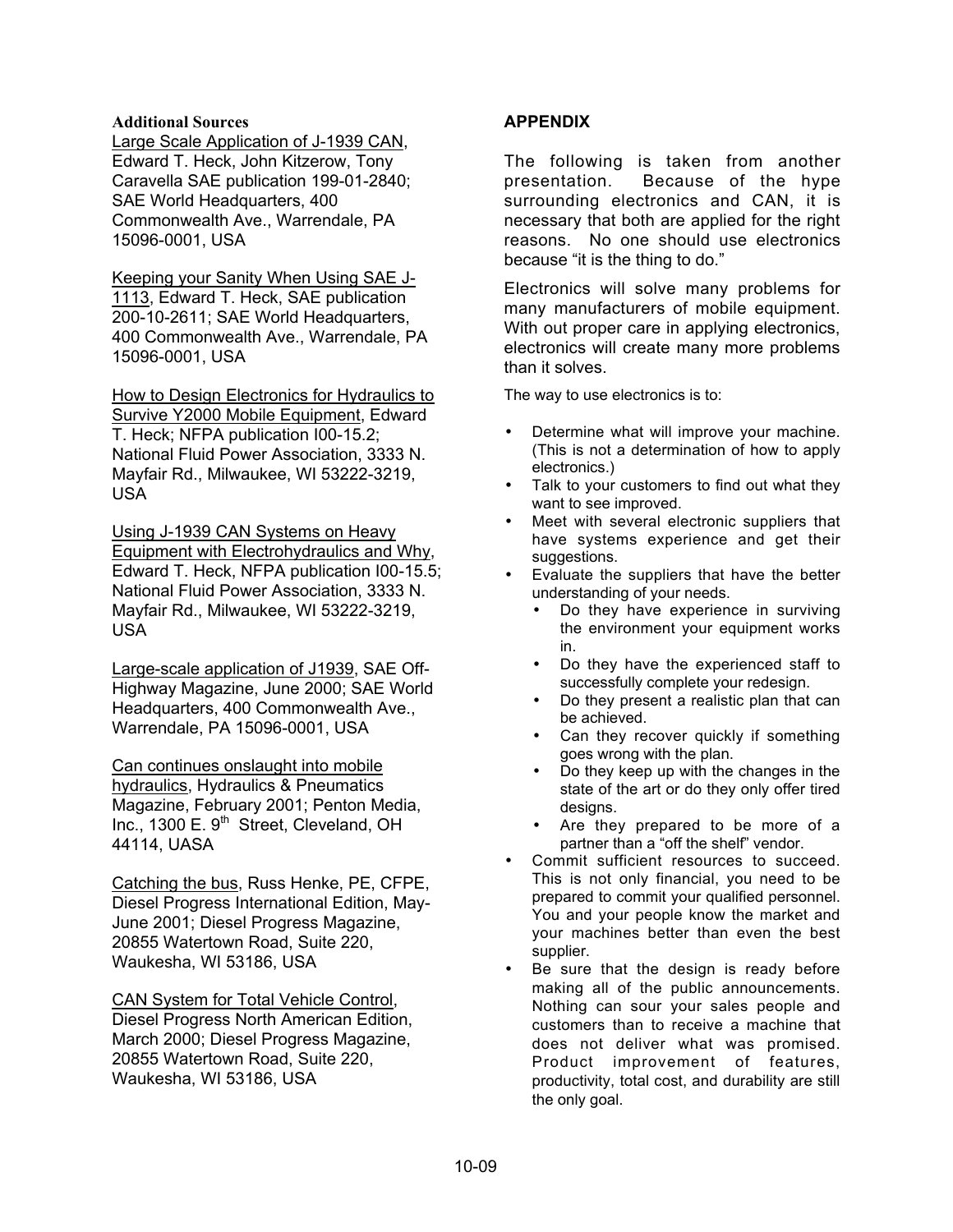**Additional Sources**

Large Scale Application of J-1939 CAN, Edward T. Heck, John Kitzerow, Tony Caravella SAE publication 199-01-2840; SAE World Headquarters, 400 Commonwealth Ave., Warrendale, PA 15096-0001, USA

Keeping your Sanity When Using SAE J-1113, Edward T. Heck, SAE publication 200-10-2611; SAE World Headquarters, 400 Commonwealth Ave., Warrendale, PA 15096-0001, USA

How to Design Electronics for Hydraulics to Survive Y2000 Mobile Equipment, Edward T. Heck; NFPA publication I00-15.2; National Fluid Power Association, 3333 N. Mayfair Rd., Milwaukee, WI 53222-3219, USA

Using J-1939 CAN Systems on Heavy Equipment with Electrohydraulics and Why, Edward T. Heck, NFPA publication I00-15.5; National Fluid Power Association, 3333 N. Mayfair Rd., Milwaukee, WI 53222-3219, USA

Large-scale application of J1939, SAE Off-Highway Magazine, June 2000; SAE World Headquarters, 400 Commonwealth Ave., Warrendale, PA 15096-0001, USA

Can continues onslaught into mobile hydraulics, Hydraulics & Pneumatics Magazine, February 2001; Penton Media, Inc., 1300 E. 9th Street, Cleveland, OH 44114, UASA

Catching the bus, Russ Henke, PE, CFPE, Diesel Progress International Edition, May-June 2001; Diesel Progress Magazine, 20855 Watertown Road, Suite 220, Waukesha, WI 53186, USA

CAN System for Total Vehicle Control, Diesel Progress North American Edition, March 2000; Diesel Progress Magazine, 20855 Watertown Road, Suite 220, Waukesha, WI 53186, USA

## APPENDIX

The following is taken from another presentation. Because of the hype surrounding electronics and CAN, it is necessary that both are applied for the right reasons. No one should use electronics because "it is the thing to do."

Electronics will solve many problems for many manufacturers of mobile equipment. With out proper care in applying electronics, electronics will create many more problems than it solves.

The way to use electronics is to:

- Determine what will improve your machine. (This is not a determination of how to apply electronics.)
- Talk to your customers to find out what they want to see improved.
- Meet with several electronic suppliers that have systems experience and get their suggestions.
- Evaluate the suppliers that have the better understanding of your needs.
  - Do they have experience in surviving the environment your equipment works in.
  - Do they have the experienced staff to successfully complete your redesign.
  - Do they present a realistic plan that can be achieved.
  - Can they recover quickly if something goes wrong with the plan.
  - Do they keep up with the changes in the state of the art or do they only offer tired designs.
  - Are they prepared to be more of a partner than a "off the shelf" vendor.
- Commit sufficient resources to succeed. This is not only financial, you need to be prepared to commit your qualified personnel. You and your people know the market and your machines better than even the best supplier.
- Be sure that the design is ready before making all of the public announcements. Nothing can sour your sales people and customers than to receive a machine that does not deliver what was promised. Product improvement of features, productivity, total cost, and durability are still the only goal.